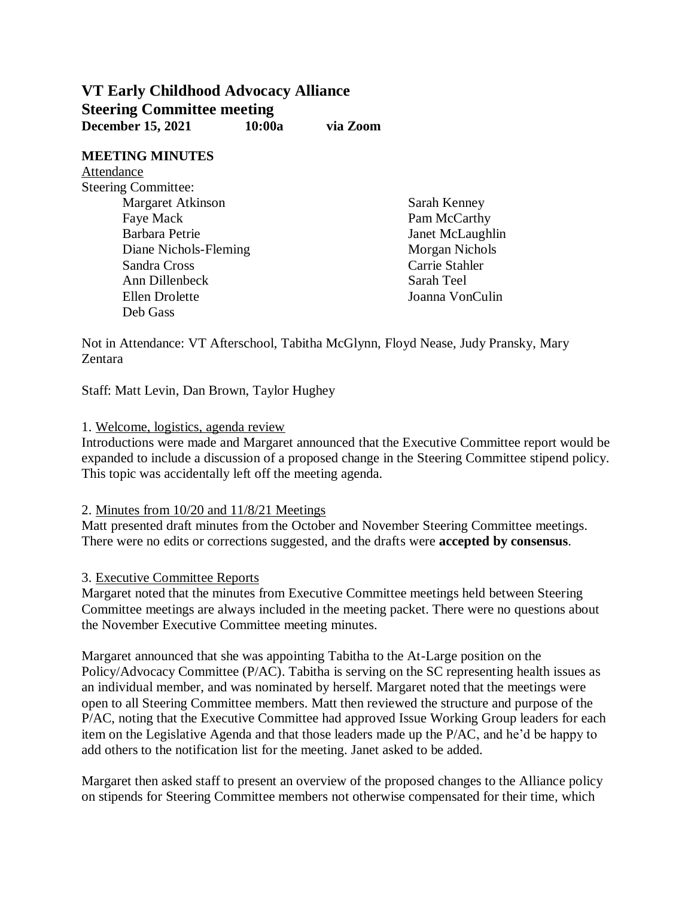# VT Early Childhood Advocacy Alliance

## Steering Committee meeting

**December 15, 2021 10:00a via Zoom**

**MEETING MINUTES**

Attendance

Steering Committee:

- Margaret Atkinson
- Faye Mack
- Barbara Petrie
- Diane Nichols-Fleming
- Sandra Cross
- Ann Dillenbeck
- Ellen Drolette
- Deb Gass
- Sarah Kenney
- Pam McCarthy
- Janet McLaughlin
- Morgan Nichols
- Carrie Stahler
- Sarah Teel
- Joanna VonCulin

Not in Attendance: VT Afterschool, Tabitha McGlynn, Floyd Nease, Judy Pransky, Mary Zentara

Staff: Matt Levin, Dan Brown, Taylor Hughey

1. Welcome, logistics, agenda review

Introductions were made and Margaret announced that the Executive Committee report would be expanded to include a discussion of a proposed change in the Steering Committee stipend policy. This topic was accidentally left off the meeting agenda.

2. Minutes from 10/20 and 11/8/21 Meetings

Matt presented draft minutes from the October and November Steering Committee meetings. There were no edits or corrections suggested, and the drafts were **accepted by consensus**.

3. Executive Committee Reports

Margaret noted that the minutes from Executive Committee meetings held between Steering Committee meetings are always included in the meeting packet. There were no questions about the November Executive Committee meeting minutes.

Margaret announced that she was appointing Tabitha to the At-Large position on the Policy/Advocacy Committee (P/AC). Tabitha is serving on the SC representing health issues as an individual member, and was nominated by herself. Margaret noted that the meetings were open to all Steering Committee members. Matt then reviewed the structure and purpose of the P/AC, noting that the Executive Committee had approved Issue Working Group leaders for each item on the Legislative Agenda and that those leaders made up the P/AC, and he'd be happy to add others to the notification list for the meeting. Janet asked to be added.

Margaret then asked staff to present an overview of the proposed changes to the Alliance policy on stipends for Steering Committee members not otherwise compensated for their time, which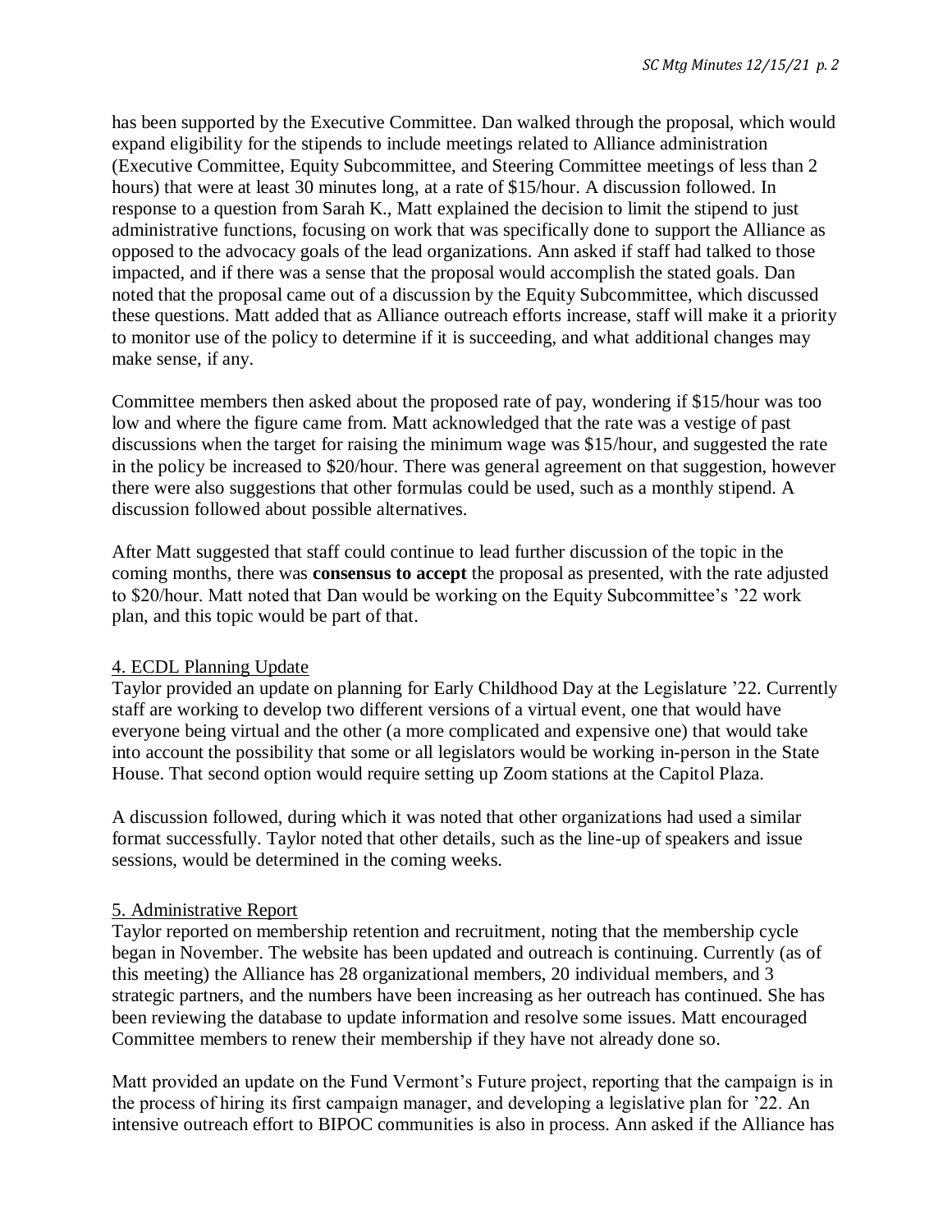has been supported by the Executive Committee. Dan walked through the proposal, which would expand eligibility for the stipends to include meetings related to Alliance administration (Executive Committee, Equity Subcommittee, and Steering Committee meetings of less than 2 hours) that were at least 30 minutes long, at a rate of $15/hour. A discussion followed. In response to a question from Sarah K., Matt explained the decision to limit the stipend to just administrative functions, focusing on work that was specifically done to support the Alliance as opposed to the advocacy goals of the lead organizations. Ann asked if staff had talked to those impacted, and if there was a sense that the proposal would accomplish the stated goals. Dan noted that the proposal came out of a discussion by the Equity Subcommittee, which discussed these questions. Matt added that as Alliance outreach efforts increase, staff will make it a priority to monitor use of the policy to determine if it is succeeding, and what additional changes may make sense, if any.

Committee members then asked about the proposed rate of pay, wondering if $15/hour was too low and where the figure came from. Matt acknowledged that the rate was a vestige of past discussions when the target for raising the minimum wage was $15/hour, and suggested the rate in the policy be increased to $20/hour. There was general agreement on that suggestion, however there were also suggestions that other formulas could be used, such as a monthly stipend. A discussion followed about possible alternatives.

After Matt suggested that staff could continue to lead further discussion of the topic in the coming months, there was **consensus to accept** the proposal as presented, with the rate adjusted to $20/hour. Matt noted that Dan would be working on the Equity Subcommittee's '22 work plan, and this topic would be part of that.

4. ECDL Planning Update

Taylor provided an update on planning for Early Childhood Day at the Legislature '22. Currently staff are working to develop two different versions of a virtual event, one that would have everyone being virtual and the other (a more complicated and expensive one) that would take into account the possibility that some or all legislators would be working in-person in the State House. That second option would require setting up Zoom stations at the Capitol Plaza.

A discussion followed, during which it was noted that other organizations had used a similar format successfully. Taylor noted that other details, such as the line-up of speakers and issue sessions, would be determined in the coming weeks.

5. Administrative Report

Taylor reported on membership retention and recruitment, noting that the membership cycle began in November. The website has been updated and outreach is continuing. Currently (as of this meeting) the Alliance has 28 organizational members, 20 individual members, and 3 strategic partners, and the numbers have been increasing as her outreach has continued. She has been reviewing the database to update information and resolve some issues. Matt encouraged Committee members to renew their membership if they have not already done so.

Matt provided an update on the Fund Vermont's Future project, reporting that the campaign is in the process of hiring its first campaign manager, and developing a legislative plan for '22. An intensive outreach effort to BIPOC communities is also in process. Ann asked if the Alliance has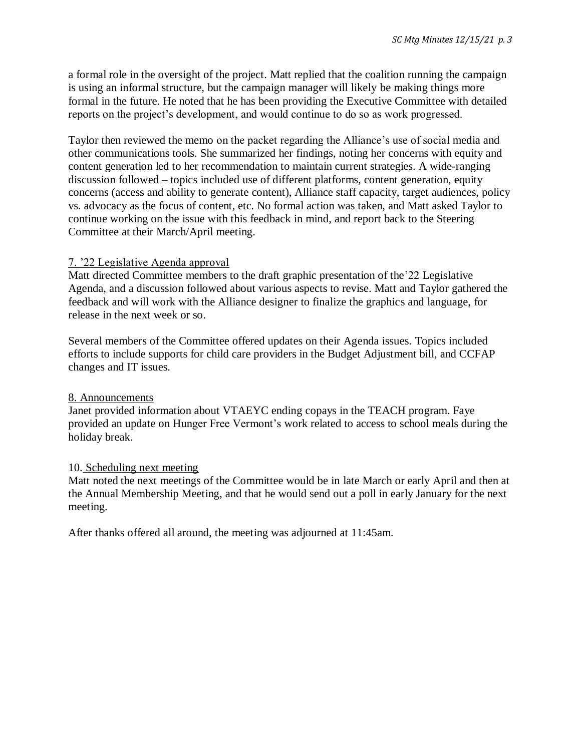a formal role in the oversight of the project. Matt replied that the coalition running the campaign is using an informal structure, but the campaign manager will likely be making things more formal in the future. He noted that he has been providing the Executive Committee with detailed reports on the project's development, and would continue to do so as work progressed.

Taylor then reviewed the memo on the packet regarding the Alliance's use of social media and other communications tools. She summarized her findings, noting her concerns with equity and content generation led to her recommendation to maintain current strategies. A wide-ranging discussion followed – topics included use of different platforms, content generation, equity concerns (access and ability to generate content), Alliance staff capacity, target audiences, policy vs. advocacy as the focus of content, etc. No formal action was taken, and Matt asked Taylor to continue working on the issue with this feedback in mind, and report back to the Steering Committee at their March/April meeting.

7. '22 Legislative Agenda approval

Matt directed Committee members to the draft graphic presentation of the'22 Legislative Agenda, and a discussion followed about various aspects to revise. Matt and Taylor gathered the feedback and will work with the Alliance designer to finalize the graphics and language, for release in the next week or so.

Several members of the Committee offered updates on their Agenda issues. Topics included efforts to include supports for child care providers in the Budget Adjustment bill, and CCFAP changes and IT issues.

8. Announcements

Janet provided information about VTAEYC ending copays in the TEACH program. Faye provided an update on Hunger Free Vermont's work related to access to school meals during the holiday break.

10. Scheduling next meeting

Matt noted the next meetings of the Committee would be in late March or early April and then at the Annual Membership Meeting, and that he would send out a poll in early January for the next meeting.

After thanks offered all around, the meeting was adjourned at 11:45am.